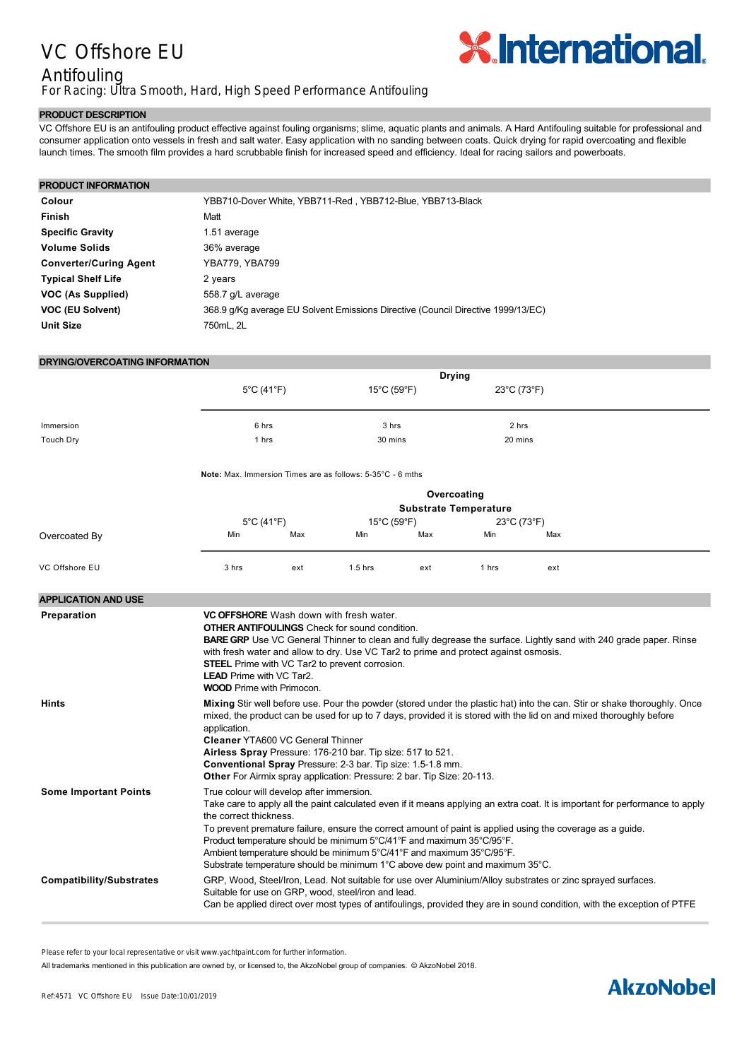# VC Offshore EU

## Antifouling

For Racing: Ultra Smooth, Hard, High Speed Performance Antifouling

## PRODUCT DESCRIPTION

VC Offshore EU is an antifouling product effective against fouling organisms; slime, aquatic plants and animals. A Hard Antifouling suitable for professional and consumer application onto vessels in fresh and salt water. Easy application with no sanding between coats. Quick drying for rapid overcoating and flexible launch times. The smooth film provides a hard scrubbable finish for increased speed and efficiency. Ideal for racing sailors and powerboats.

## PRODUCT INFORMATION

| | |
|---|---|
| **Colour** | YBB710-Dover White, YBB711-Red , YBB712-Blue, YBB713-Black |
| **Finish** | Matt |
| **Specific Gravity** | 1.51 average |
| **Volume Solids** | 36% average |
| **Converter/Curing Agent** | YBA779, YBA799 |
| **Typical Shelf Life** | 2 years |
| **VOC (As Supplied)** | 558.7 g/L average |
| **VOC (EU Solvent)** | 368.9 g/Kg average EU Solvent Emissions Directive (Council Directive 1999/13/EC) |
| **Unit Size** | 750mL, 2L |

## DRYING/OVERCOATING INFORMATION

| | Drying | | |
|---|---|---|---|
| | 5°C (41°F) | 15°C (59°F) | 23°C (73°F) |
| Immersion | 6 hrs | 3 hrs | 2 hrs |
| Touch Dry | 1 hrs | 30 mins | 20 mins |

**Note:** Max. Immersion Times are as follows: 5-35°C - 6 mths

| | Overcoating Substrate Temperature | | | | | |
|---|---|---|---|---|---|---|
| | 5°C (41°F) | | 15°C (59°F) | | 23°C (73°F) | |
| Overcoated By | Min | Max | Min | Max | Min | Max |
| VC Offshore EU | 3 hrs | ext | 1.5 hrs | ext | 1 hrs | ext |

## APPLICATION AND USE

**Preparation**

**VC OFFSHORE** Wash down with fresh water.
**OTHER ANTIFOULINGS** Check for sound condition.
**BARE GRP** Use VC General Thinner to clean and fully degrease the surface. Lightly sand with 240 grade paper. Rinse with fresh water and allow to dry. Use VC Tar2 to prime and protect against osmosis.
**STEEL** Prime with VC Tar2 to prevent corrosion.
**LEAD** Prime with VC Tar2.
**WOOD** Prime with Primocon.

**Hints**

**Mixing** Stir well before use. Pour the powder (stored under the plastic hat) into the can. Stir or shake thoroughly. Once mixed, the product can be used for up to 7 days, provided it is stored with the lid on and mixed thoroughly before application.
**Cleaner** YTA600 VC General Thinner
**Airless Spray** Pressure: 176-210 bar. Tip size: 517 to 521.
**Conventional Spray** Pressure: 2-3 bar. Tip size: 1.5-1.8 mm.
**Other** For Airmix spray application: Pressure: 2 bar. Tip Size: 20-113.

**Some Important Points**

True colour will develop after immersion.
Take care to apply all the paint calculated even if it means applying an extra coat. It is important for performance to apply the correct thickness.
To prevent premature failure, ensure the correct amount of paint is applied using the coverage as a guide.
Product temperature should be minimum 5°C/41°F and maximum 35°C/95°F.
Ambient temperature should be minimum 5°C/41°F and maximum 35°C/95°F.
Substrate temperature should be minimum 1°C above dew point and maximum 35°C.

**Compatibility/Substrates**

GRP, Wood, Steel/Iron, Lead. Not suitable for use over Aluminium/Alloy substrates or zinc sprayed surfaces.
Suitable for use on GRP, wood, steel/iron and lead.
Can be applied direct over most types of antifoulings, provided they are in sound condition, with the exception of PTFE

Please refer to your local representative or visit www.yachtpaint.com for further information.

All trademarks mentioned in this publication are owned by, or licensed to, the AkzoNobel group of companies. © AkzoNobel 2018.

Ref:4571 VC Offshore EU Issue Date:10/01/2019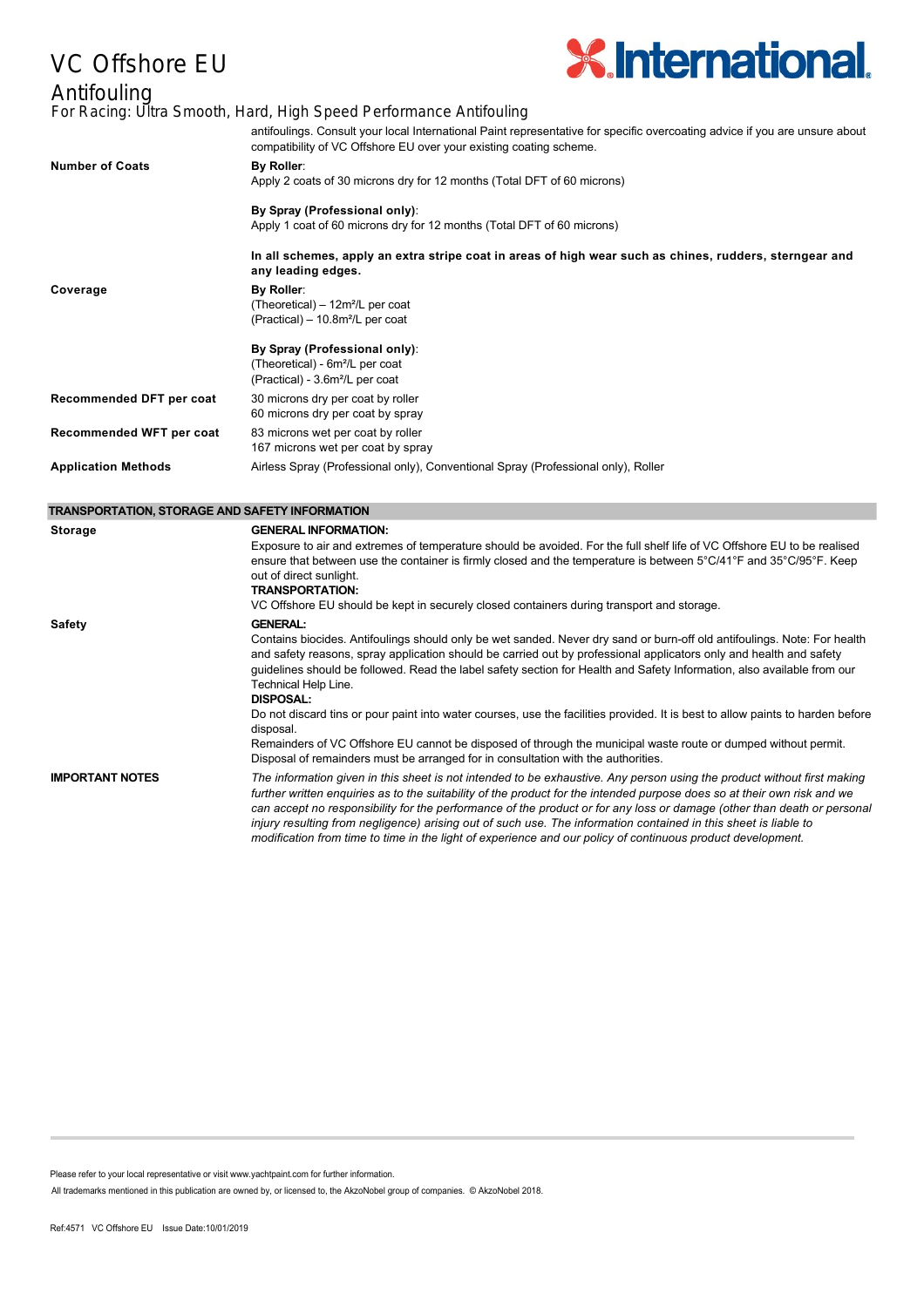antifoulings. Consult your local International Paint representative for specific overcoating advice if you are unsure about compatibility of VC Offshore EU over your existing coating scheme.

| | |
|---|---|
| **Number of Coats** | **By Roller**:<br>Apply 2 coats of 30 microns dry for 12 months (Total DFT of 60 microns)<br><br>**By Spray (Professional only)**:<br>Apply 1 coat of 60 microns dry for 12 months (Total DFT of 60 microns)<br><br>**In all schemes, apply an extra stripe coat in areas of high wear such as chines, rudders, sterngear and any leading edges.** |
| **Coverage** | **By Roller**:<br>(Theoretical) – 12m²/L per coat<br>(Practical) – 10.8m²/L per coat<br><br>**By Spray (Professional only)**:<br>(Theoretical) - 6m²/L per coat<br>(Practical) - 3.6m²/L per coat |
| **Recommended DFT per coat** | 30 microns dry per coat by roller<br>60 microns dry per coat by spray |
| **Recommended WFT per coat** | 83 microns wet per coat by roller<br>167 microns wet per coat by spray |
| **Application Methods** | Airless Spray (Professional only), Conventional Spray (Professional only), Roller |

## TRANSPORTATION, STORAGE AND SAFETY INFORMATION

| | |
|---|---|
| **Storage** | **GENERAL INFORMATION:**<br>Exposure to air and extremes of temperature should be avoided. For the full shelf life of VC Offshore EU to be realised ensure that between use the container is firmly closed and the temperature is between 5°C/41°F and 35°C/95°F. Keep out of direct sunlight.<br>**TRANSPORTATION:**<br>VC Offshore EU should be kept in securely closed containers during transport and storage. |
| **Safety** | **GENERAL:**<br>Contains biocides. Antifoulings should only be wet sanded. Never dry sand or burn-off old antifoulings. Note: For health and safety reasons, spray application should be carried out by professional applicators only and health and safety guidelines should be followed. Read the label safety section for Health and Safety Information, also available from our Technical Help Line.<br>**DISPOSAL:**<br>Do not discard tins or pour paint into water courses, use the facilities provided. It is best to allow paints to harden before disposal.<br>Remainders of VC Offshore EU cannot be disposed of through the municipal waste route or dumped without permit. Disposal of remainders must be arranged for in consultation with the authorities. |
| **IMPORTANT NOTES** | *The information given in this sheet is not intended to be exhaustive. Any person using the product without first making further written enquiries as to the suitability of the product for the intended purpose does so at their own risk and we can accept no responsibility for the performance of the product or for any loss or damage (other than death or personal injury resulting from negligence) arising out of such use. The information contained in this sheet is liable to modification from time to time in the light of experience and our policy of continuous product development.* |

Please refer to your local representative or visit www.yachtpaint.com for further information.

All trademarks mentioned in this publication are owned by, or licensed to, the AkzoNobel group of companies. © AkzoNobel 2018.

Ref:4571 VC Offshore EU Issue Date:10/01/2019